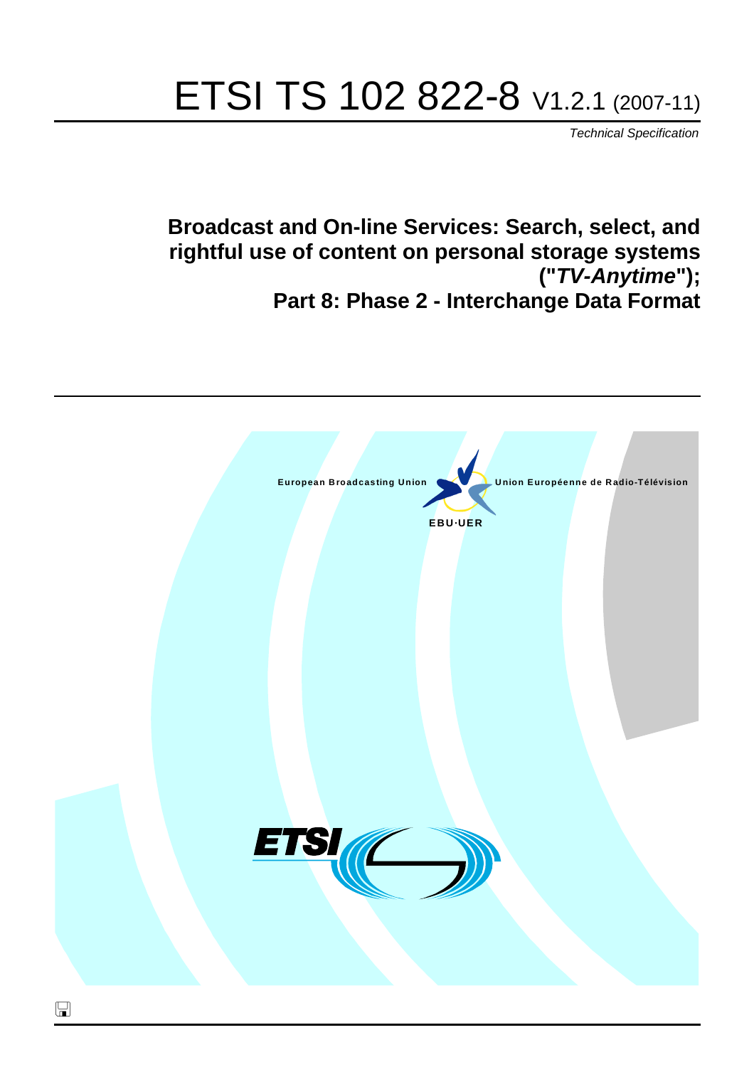# ETSI TS 102 822-8 V1.2.1 (2007-11)

*Technical Specification*

## Broadcast and On-line Services: Search, select, and rightful use of content on personal storage systems ("*TV-Anytime*"); Part 8: Phase 2 - Interchange Data Format

European Broadcasting Union

Union Européenne de Radio-Télévision

EBU·UER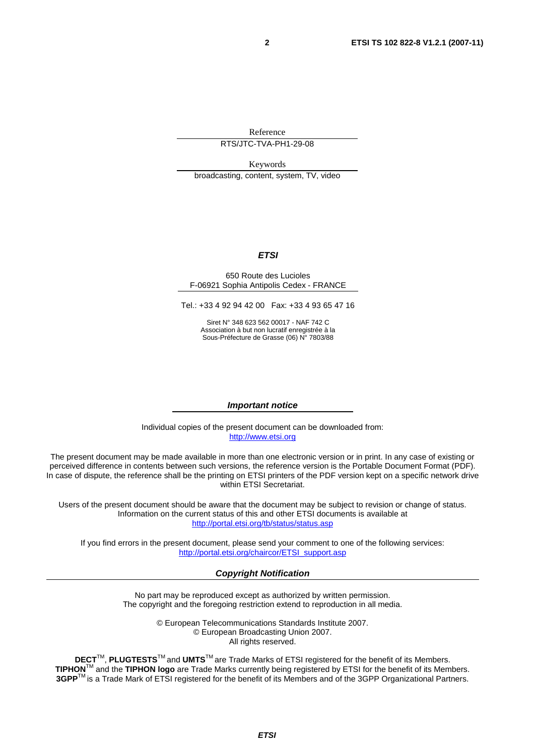Reference

RTS/JTC-TVA-PH1-29-08

Keywords

broadcasting, content, system, TV, video

***ETSI***

650 Route des Lucioles
F-06921 Sophia Antipolis Cedex - FRANCE

Tel.: +33 4 92 94 42 00 Fax: +33 4 93 65 47 16

Siret N° 348 623 562 00017 - NAF 742 C
Association à but non lucratif enregistrée à la
Sous-Préfecture de Grasse (06) N° 7803/88

***Important notice***

Individual copies of the present document can be downloaded from:
http://www.etsi.org

The present document may be made available in more than one electronic version or in print. In any case of existing or perceived difference in contents between such versions, the reference version is the Portable Document Format (PDF). In case of dispute, the reference shall be the printing on ETSI printers of the PDF version kept on a specific network drive within ETSI Secretariat.

Users of the present document should be aware that the document may be subject to revision or change of status. Information on the current status of this and other ETSI documents is available at
http://portal.etsi.org/tb/status/status.asp

If you find errors in the present document, please send your comment to one of the following services:
http://portal.etsi.org/chaircor/ETSI_support.asp

***Copyright Notification***

No part may be reproduced except as authorized by written permission.
The copyright and the foregoing restriction extend to reproduction in all media.

© European Telecommunications Standards Institute 2007.
© European Broadcasting Union 2007.
All rights reserved.

**DECT**TM, **PLUGTESTS**TM and **UMTS**TM are Trade Marks of ETSI registered for the benefit of its Members.
**TIPHON**TM and the **TIPHON logo** are Trade Marks currently being registered by ETSI for the benefit of its Members.
**3GPP**TM is a Trade Mark of ETSI registered for the benefit of its Members and of the 3GPP Organizational Partners.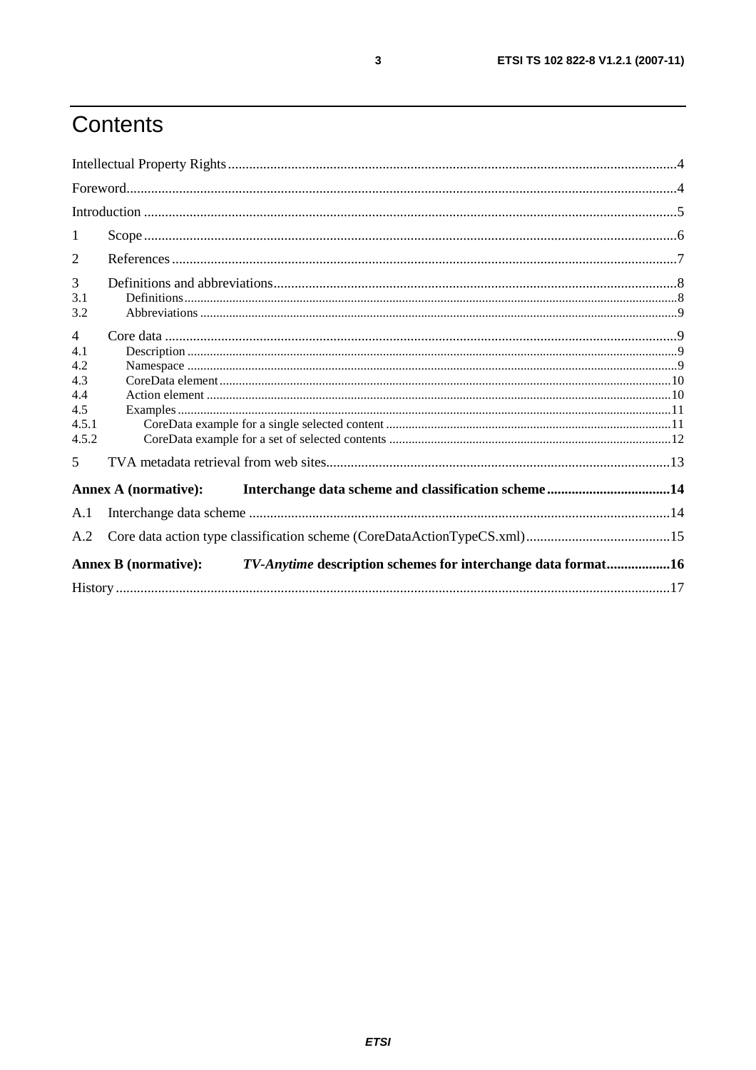# Contents

Intellectual Property Rights ....................................................................................................................................4

Foreword.................................................................................................................................................................4

Introduction ............................................................................................................................................................5

1 Scope ..................................................................................................................................................................6

2 References ..........................................................................................................................................................7

3 Definitions and abbreviations.............................................................................................................................8

3.1 Definitions .......................................................................................................................................................8

3.2 Abbreviations ..................................................................................................................................................9

4 Core data ............................................................................................................................................................9

4.1 Description ......................................................................................................................................................9

4.2 Namespace .....................................................................................................................................................9

4.3 CoreData element .........................................................................................................................................10

4.4 Action element ..............................................................................................................................................10

4.5 Examples .......................................................................................................................................................11

4.5.1 CoreData example for a single selected content ........................................................................................11

4.5.2 CoreData example for a set of selected contents .......................................................................................12

5 TVA metadata retrieval from web sites............................................................................................................13

**Annex A (normative): Interchange data scheme and classification scheme ..................................14**

A.1 Interchange data scheme ...............................................................................................................................14

A.2 Core data action type classification scheme (CoreDataActionTypeCS.xml) .................................................15

**Annex B (normative): *TV-Anytime* description schemes for interchange data format..................16**

History ..................................................................................................................................................................17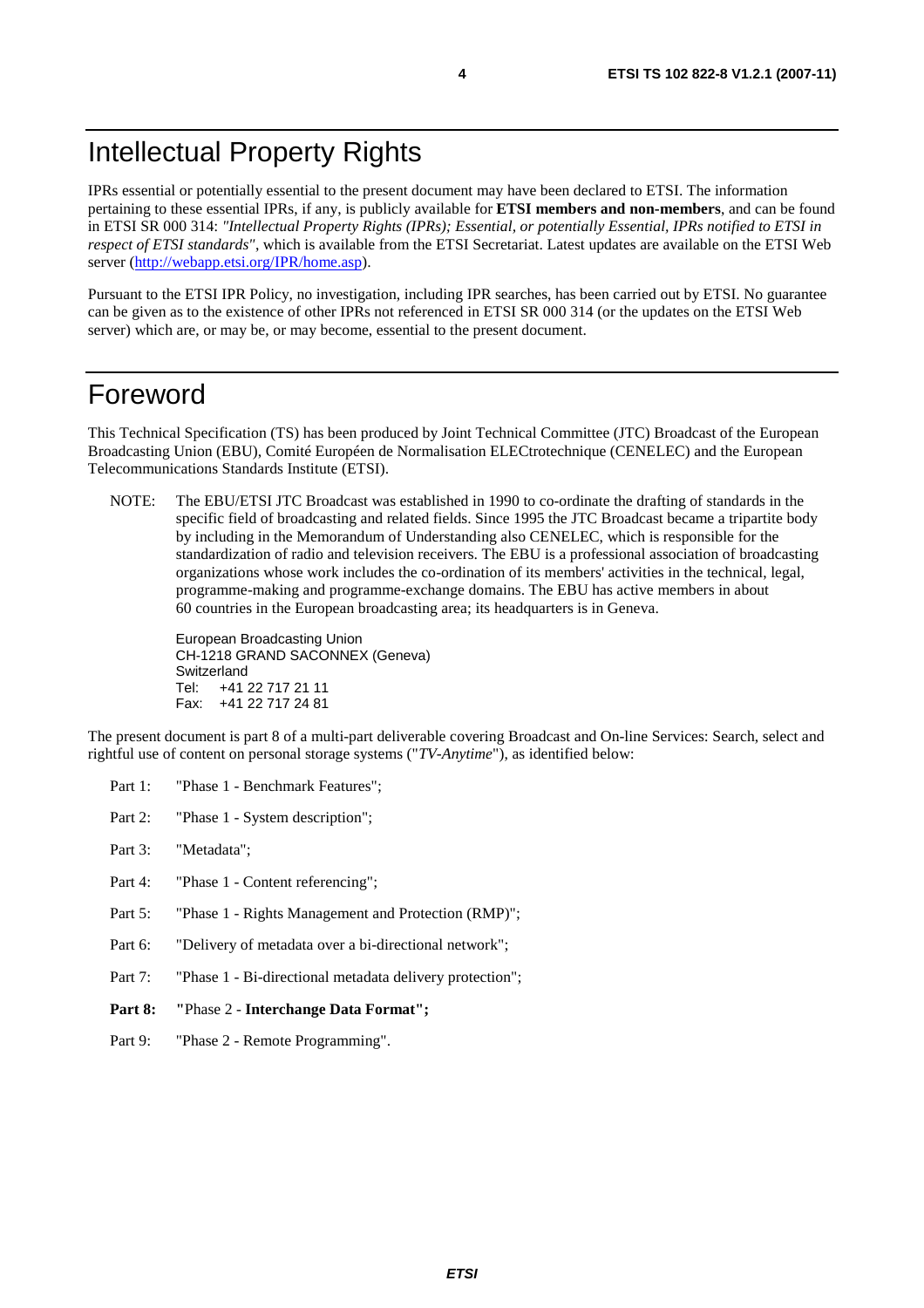# Intellectual Property Rights

IPRs essential or potentially essential to the present document may have been declared to ETSI. The information pertaining to these essential IPRs, if any, is publicly available for **ETSI members and non-members**, and can be found in ETSI SR 000 314: *"Intellectual Property Rights (IPRs); Essential, or potentially Essential, IPRs notified to ETSI in respect of ETSI standards"*, which is available from the ETSI Secretariat. Latest updates are available on the ETSI Web server (http://webapp.etsi.org/IPR/home.asp).

Pursuant to the ETSI IPR Policy, no investigation, including IPR searches, has been carried out by ETSI. No guarantee can be given as to the existence of other IPRs not referenced in ETSI SR 000 314 (or the updates on the ETSI Web server) which are, or may be, or may become, essential to the present document.

# Foreword

This Technical Specification (TS) has been produced by Joint Technical Committee (JTC) Broadcast of the European Broadcasting Union (EBU), Comité Européen de Normalisation ELECtrotechnique (CENELEC) and the European Telecommunications Standards Institute (ETSI).

NOTE: The EBU/ETSI JTC Broadcast was established in 1990 to co-ordinate the drafting of standards in the specific field of broadcasting and related fields. Since 1995 the JTC Broadcast became a tripartite body by including in the Memorandum of Understanding also CENELEC, which is responsible for the standardization of radio and television receivers. The EBU is a professional association of broadcasting organizations whose work includes the co-ordination of its members' activities in the technical, legal, programme-making and programme-exchange domains. The EBU has active members in about 60 countries in the European broadcasting area; its headquarters is in Geneva.

European Broadcasting Union
CH-1218 GRAND SACONNEX (Geneva)
Switzerland
Tel: +41 22 717 21 11
Fax: +41 22 717 24 81

The present document is part 8 of a multi-part deliverable covering Broadcast and On-line Services: Search, select and rightful use of content on personal storage systems ("*TV-Anytime*"), as identified below:

Part 1: "Phase 1 - Benchmark Features";

Part 2: "Phase 1 - System description";

Part 3: "Metadata";

Part 4: "Phase 1 - Content referencing";

Part 5: "Phase 1 - Rights Management and Protection (RMP)";

Part 6: "Delivery of metadata over a bi-directional network";

Part 7: "Phase 1 - Bi-directional metadata delivery protection";

**Part 8: "**Phase 2 - **Interchange Data Format";**

Part 9: "Phase 2 - Remote Programming".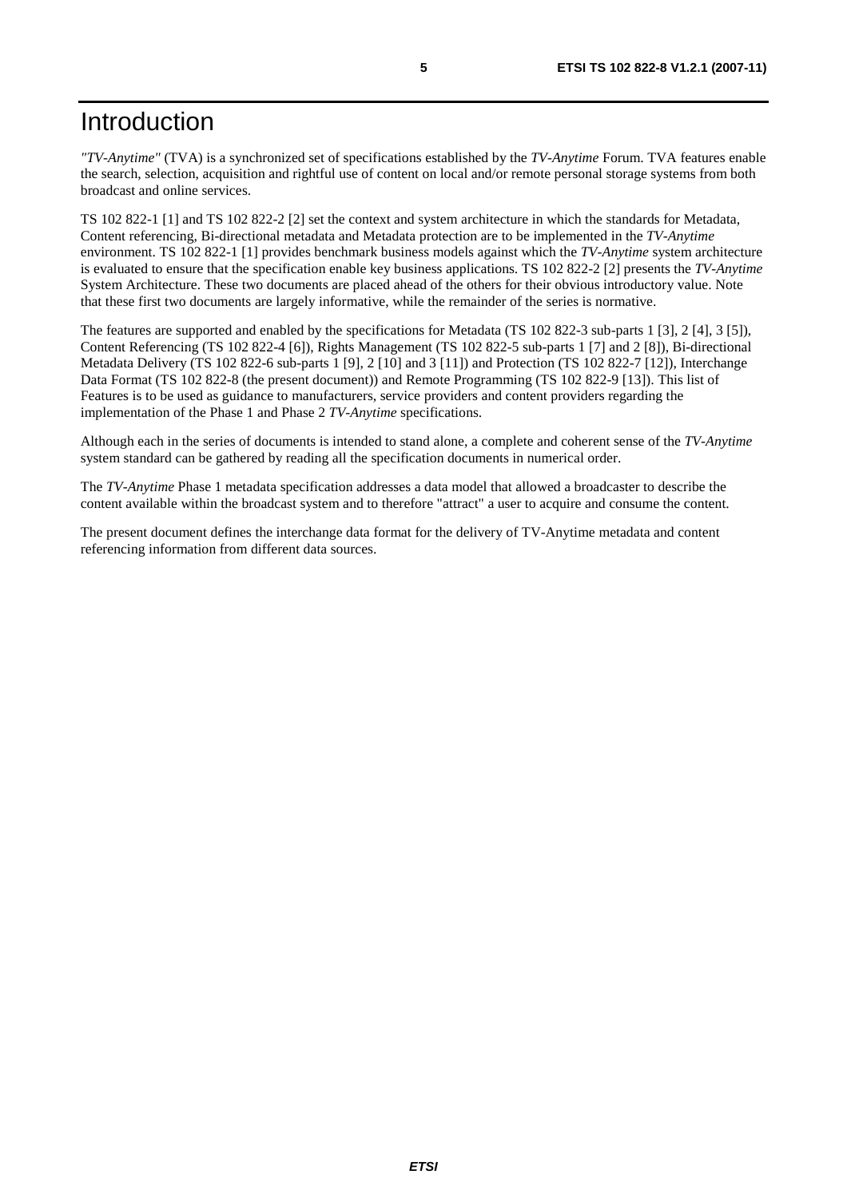# Introduction

*"TV-Anytime"* (TVA) is a synchronized set of specifications established by the *TV-Anytime* Forum. TVA features enable the search, selection, acquisition and rightful use of content on local and/or remote personal storage systems from both broadcast and online services.

TS 102 822-1 [1] and TS 102 822-2 [2] set the context and system architecture in which the standards for Metadata, Content referencing, Bi-directional metadata and Metadata protection are to be implemented in the *TV-Anytime* environment. TS 102 822-1 [1] provides benchmark business models against which the *TV-Anytime* system architecture is evaluated to ensure that the specification enable key business applications. TS 102 822-2 [2] presents the *TV-Anytime* System Architecture. These two documents are placed ahead of the others for their obvious introductory value. Note that these first two documents are largely informative, while the remainder of the series is normative.

The features are supported and enabled by the specifications for Metadata (TS 102 822-3 sub-parts 1 [3], 2 [4], 3 [5]), Content Referencing (TS 102 822-4 [6]), Rights Management (TS 102 822-5 sub-parts 1 [7] and 2 [8]), Bi-directional Metadata Delivery (TS 102 822-6 sub-parts 1 [9], 2 [10] and 3 [11]) and Protection (TS 102 822-7 [12]), Interchange Data Format (TS 102 822-8 (the present document)) and Remote Programming (TS 102 822-9 [13]). This list of Features is to be used as guidance to manufacturers, service providers and content providers regarding the implementation of the Phase 1 and Phase 2 *TV-Anytime* specifications.

Although each in the series of documents is intended to stand alone, a complete and coherent sense of the *TV-Anytime* system standard can be gathered by reading all the specification documents in numerical order.

The *TV-Anytime* Phase 1 metadata specification addresses a data model that allowed a broadcaster to describe the content available within the broadcast system and to therefore "attract" a user to acquire and consume the content.

The present document defines the interchange data format for the delivery of TV-Anytime metadata and content referencing information from different data sources.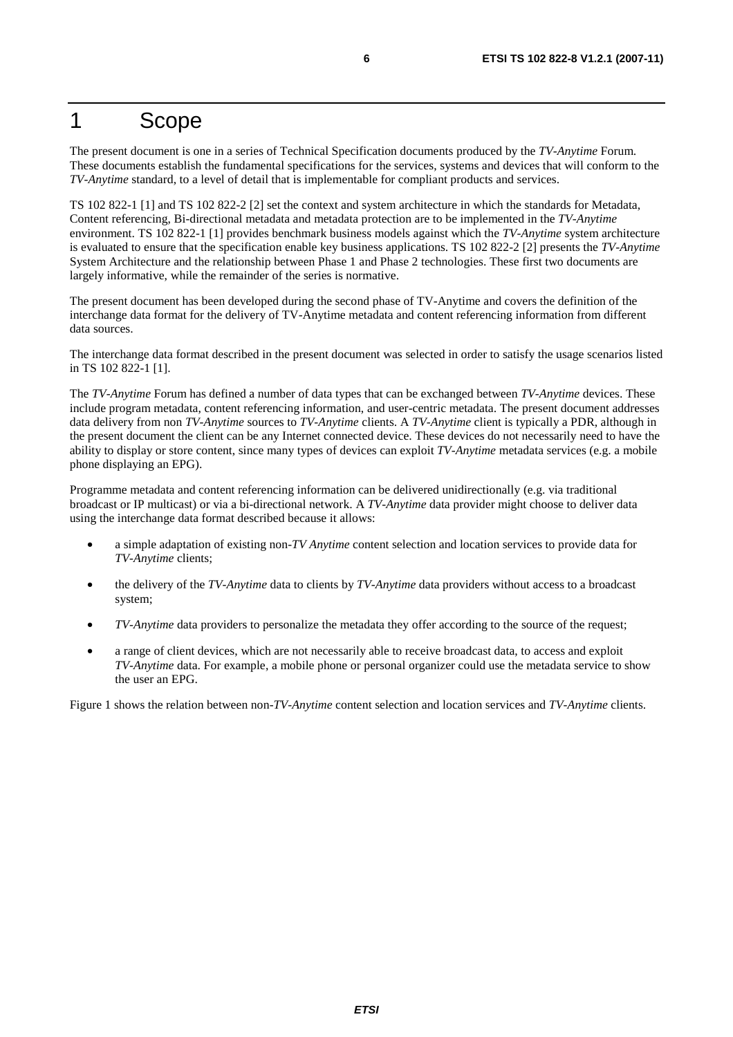# 1 Scope

The present document is one in a series of Technical Specification documents produced by the *TV-Anytime* Forum. These documents establish the fundamental specifications for the services, systems and devices that will conform to the *TV-Anytime* standard, to a level of detail that is implementable for compliant products and services.

TS 102 822-1 [1] and TS 102 822-2 [2] set the context and system architecture in which the standards for Metadata, Content referencing, Bi-directional metadata and metadata protection are to be implemented in the *TV-Anytime* environment. TS 102 822-1 [1] provides benchmark business models against which the *TV-Anytime* system architecture is evaluated to ensure that the specification enable key business applications. TS 102 822-2 [2] presents the *TV-Anytime* System Architecture and the relationship between Phase 1 and Phase 2 technologies. These first two documents are largely informative, while the remainder of the series is normative.

The present document has been developed during the second phase of TV-Anytime and covers the definition of the interchange data format for the delivery of TV-Anytime metadata and content referencing information from different data sources.

The interchange data format described in the present document was selected in order to satisfy the usage scenarios listed in TS 102 822-1 [1].

The *TV-Anytime* Forum has defined a number of data types that can be exchanged between *TV-Anytime* devices. These include program metadata, content referencing information, and user-centric metadata. The present document addresses data delivery from non *TV-Anytime* sources to *TV-Anytime* clients. A *TV-Anytime* client is typically a PDR, although in the present document the client can be any Internet connected device. These devices do not necessarily need to have the ability to display or store content, since many types of devices can exploit *TV-Anytime* metadata services (e.g. a mobile phone displaying an EPG).

Programme metadata and content referencing information can be delivered unidirectionally (e.g. via traditional broadcast or IP multicast) or via a bi-directional network. A *TV-Anytime* data provider might choose to deliver data using the interchange data format described because it allows:

- a simple adaptation of existing non-*TV Anytime* content selection and location services to provide data for *TV-Anytime* clients;
- the delivery of the *TV-Anytime* data to clients by *TV-Anytime* data providers without access to a broadcast system;
- *TV-Anytime* data providers to personalize the metadata they offer according to the source of the request;
- a range of client devices, which are not necessarily able to receive broadcast data, to access and exploit *TV-Anytime* data. For example, a mobile phone or personal organizer could use the metadata service to show the user an EPG.

Figure 1 shows the relation between non-*TV-Anytime* content selection and location services and *TV-Anytime* clients.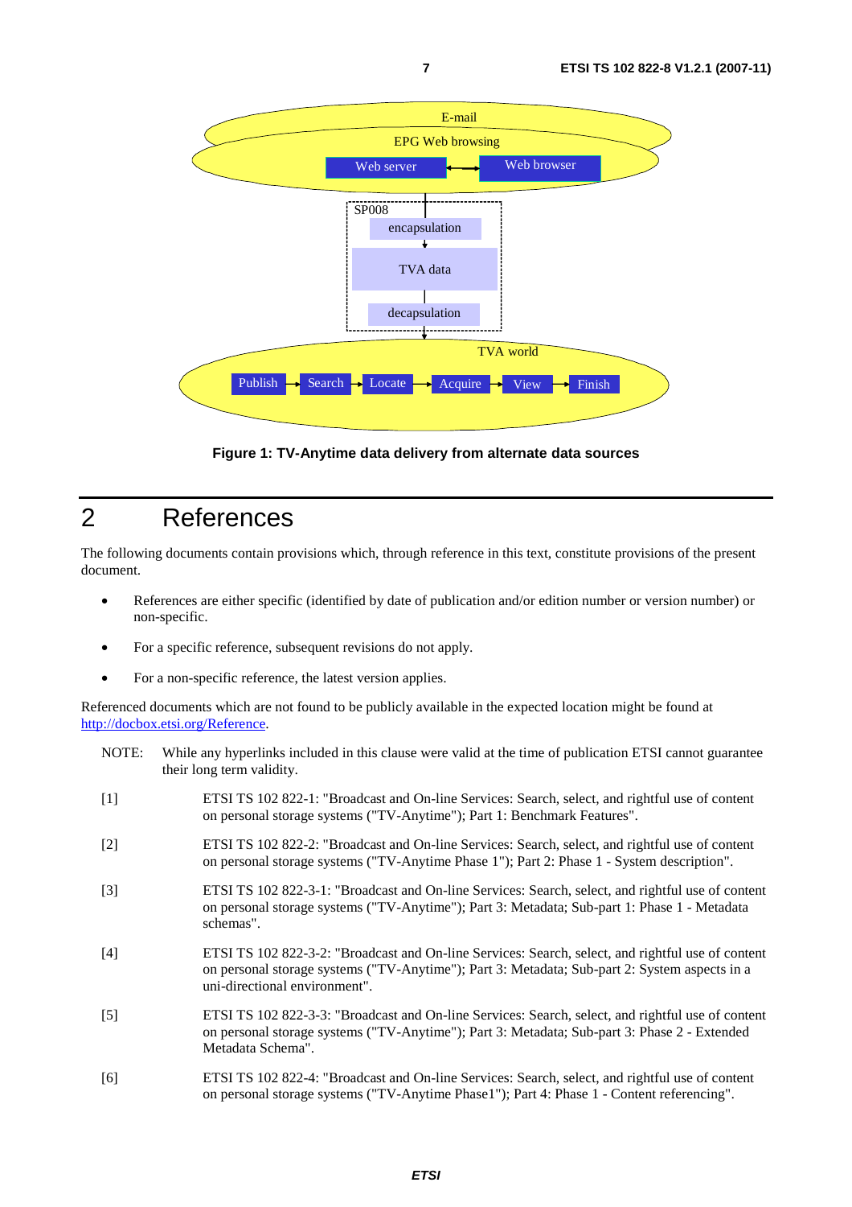Figure 1: TV-Anytime data delivery from alternate data sources

# 2 References

The following documents contain provisions which, through reference in this text, constitute provisions of the present document.

- References are either specific (identified by date of publication and/or edition number or version number) or non-specific.
- For a specific reference, subsequent revisions do not apply.
- For a non-specific reference, the latest version applies.

Referenced documents which are not found to be publicly available in the expected location might be found at http://docbox.etsi.org/Reference.

NOTE: While any hyperlinks included in this clause were valid at the time of publication ETSI cannot guarantee their long term validity.

[1] ETSI TS 102 822-1: "Broadcast and On-line Services: Search, select, and rightful use of content on personal storage systems ("TV-Anytime"); Part 1: Benchmark Features".

[2] ETSI TS 102 822-2: "Broadcast and On-line Services: Search, select, and rightful use of content on personal storage systems ("TV-Anytime Phase 1"); Part 2: Phase 1 - System description".

[3] ETSI TS 102 822-3-1: "Broadcast and On-line Services: Search, select, and rightful use of content on personal storage systems ("TV-Anytime"); Part 3: Metadata; Sub-part 1: Phase 1 - Metadata schemas".

[4] ETSI TS 102 822-3-2: "Broadcast and On-line Services: Search, select, and rightful use of content on personal storage systems ("TV-Anytime"); Part 3: Metadata; Sub-part 2: System aspects in a uni-directional environment".

[5] ETSI TS 102 822-3-3: "Broadcast and On-line Services: Search, select, and rightful use of content on personal storage systems ("TV-Anytime"); Part 3: Metadata; Sub-part 3: Phase 2 - Extended Metadata Schema".

[6] ETSI TS 102 822-4: "Broadcast and On-line Services: Search, select, and rightful use of content on personal storage systems ("TV-Anytime Phase1"); Part 4: Phase 1 - Content referencing".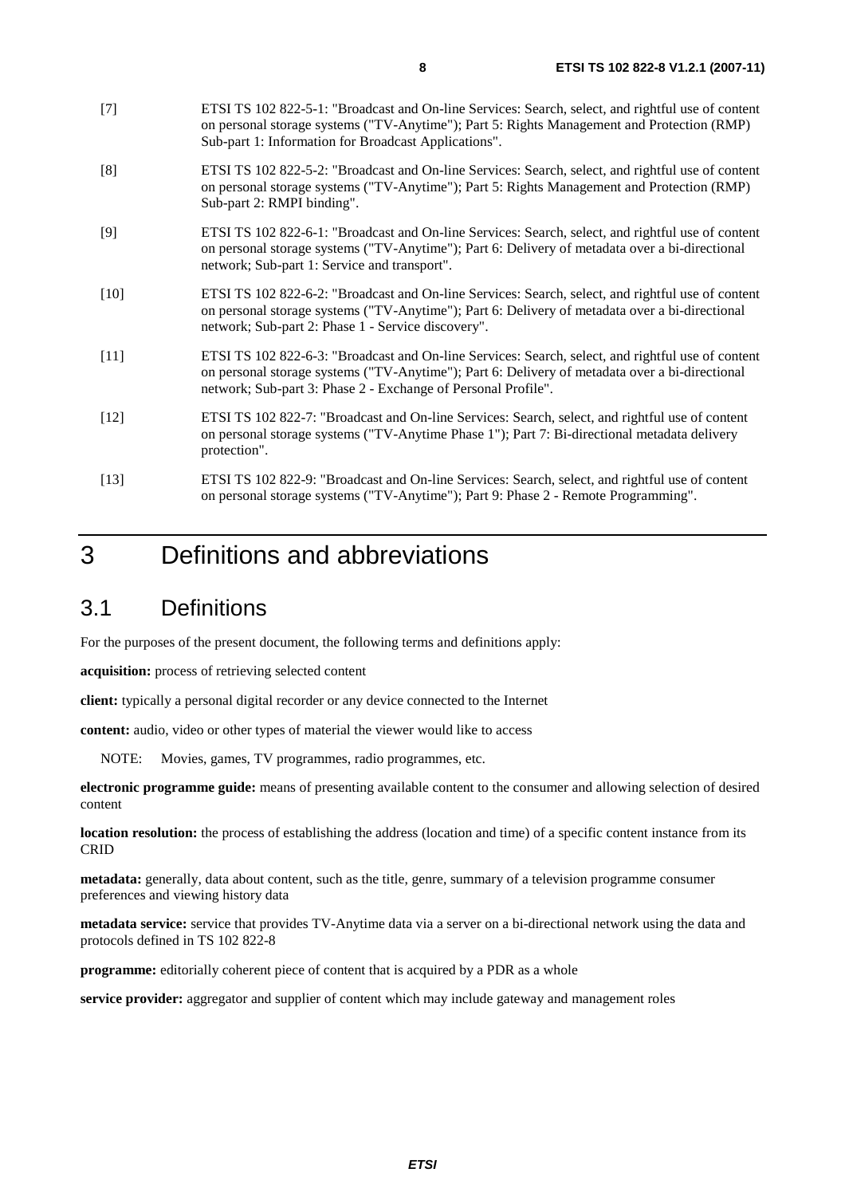[7] ETSI TS 102 822-5-1: "Broadcast and On-line Services: Search, select, and rightful use of content on personal storage systems ("TV-Anytime"); Part 5: Rights Management and Protection (RMP) Sub-part 1: Information for Broadcast Applications".

[8] ETSI TS 102 822-5-2: "Broadcast and On-line Services: Search, select, and rightful use of content on personal storage systems ("TV-Anytime"); Part 5: Rights Management and Protection (RMP) Sub-part 2: RMPI binding".

[9] ETSI TS 102 822-6-1: "Broadcast and On-line Services: Search, select, and rightful use of content on personal storage systems ("TV-Anytime"); Part 6: Delivery of metadata over a bi-directional network; Sub-part 1: Service and transport".

[10] ETSI TS 102 822-6-2: "Broadcast and On-line Services: Search, select, and rightful use of content on personal storage systems ("TV-Anytime"); Part 6: Delivery of metadata over a bi-directional network; Sub-part 2: Phase 1 - Service discovery".

[11] ETSI TS 102 822-6-3: "Broadcast and On-line Services: Search, select, and rightful use of content on personal storage systems ("TV-Anytime"); Part 6: Delivery of metadata over a bi-directional network; Sub-part 3: Phase 2 - Exchange of Personal Profile".

[12] ETSI TS 102 822-7: "Broadcast and On-line Services: Search, select, and rightful use of content on personal storage systems ("TV-Anytime Phase 1"); Part 7: Bi-directional metadata delivery protection".

[13] ETSI TS 102 822-9: "Broadcast and On-line Services: Search, select, and rightful use of content on personal storage systems ("TV-Anytime"); Part 9: Phase 2 - Remote Programming".

# 3 Definitions and abbreviations

## 3.1 Definitions

For the purposes of the present document, the following terms and definitions apply:

**acquisition:** process of retrieving selected content

**client:** typically a personal digital recorder or any device connected to the Internet

**content:** audio, video or other types of material the viewer would like to access

NOTE: Movies, games, TV programmes, radio programmes, etc.

**electronic programme guide:** means of presenting available content to the consumer and allowing selection of desired content

**location resolution:** the process of establishing the address (location and time) of a specific content instance from its CRID

**metadata:** generally, data about content, such as the title, genre, summary of a television programme consumer preferences and viewing history data

**metadata service:** service that provides TV-Anytime data via a server on a bi-directional network using the data and protocols defined in TS 102 822-8

**programme:** editorially coherent piece of content that is acquired by a PDR as a whole

**service provider:** aggregator and supplier of content which may include gateway and management roles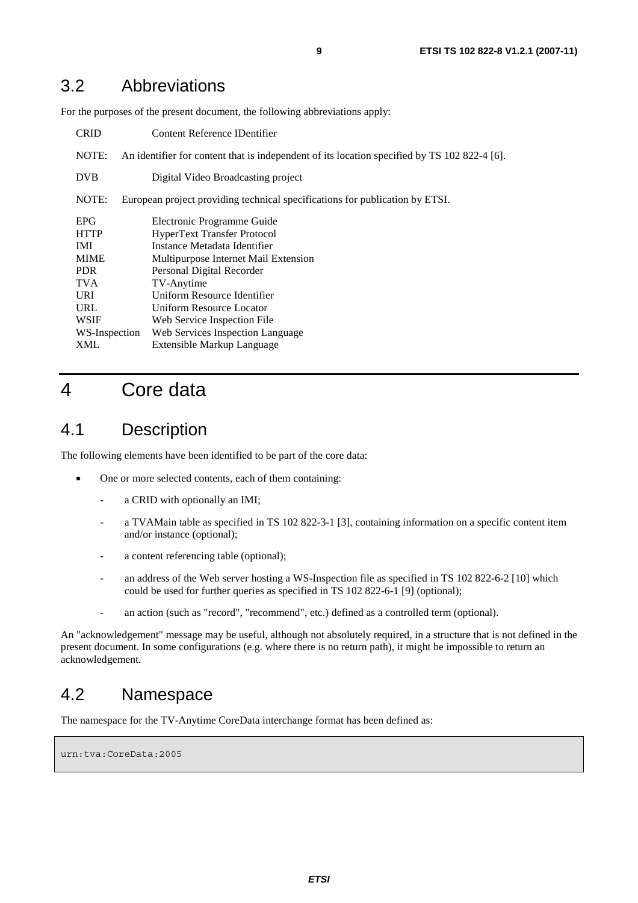## 3.2 Abbreviations

For the purposes of the present document, the following abbreviations apply:

CRID Content Reference IDentifier

NOTE: An identifier for content that is independent of its location specified by TS 102 822-4 [6].

DVB Digital Video Broadcasting project

NOTE: European project providing technical specifications for publication by ETSI.

EPG Electronic Programme Guide
HTTP HyperText Transfer Protocol
IMI Instance Metadata Identifier
MIME Multipurpose Internet Mail Extension
PDR Personal Digital Recorder
TVA TV-Anytime
URI Uniform Resource Identifier
URL Uniform Resource Locator
WSIF Web Service Inspection File
WS-Inspection Web Services Inspection Language
XML Extensible Markup Language

# 4 Core data

## 4.1 Description

The following elements have been identified to be part of the core data:

- One or more selected contents, each of them containing:
  - a CRID with optionally an IMI;
  - a TVAMain table as specified in TS 102 822-3-1 [3], containing information on a specific content item and/or instance (optional);
  - a content referencing table (optional);
  - an address of the Web server hosting a WS-Inspection file as specified in TS 102 822-6-2 [10] which could be used for further queries as specified in TS 102 822-6-1 [9] (optional);
  - an action (such as "record", "recommend", etc.) defined as a controlled term (optional).

An "acknowledgement" message may be useful, although not absolutely required, in a structure that is not defined in the present document. In some configurations (e.g. where there is no return path), it might be impossible to return an acknowledgement.

## 4.2 Namespace

The namespace for the TV-Anytime CoreData interchange format has been defined as:

```
urn:tva:CoreData:2005
```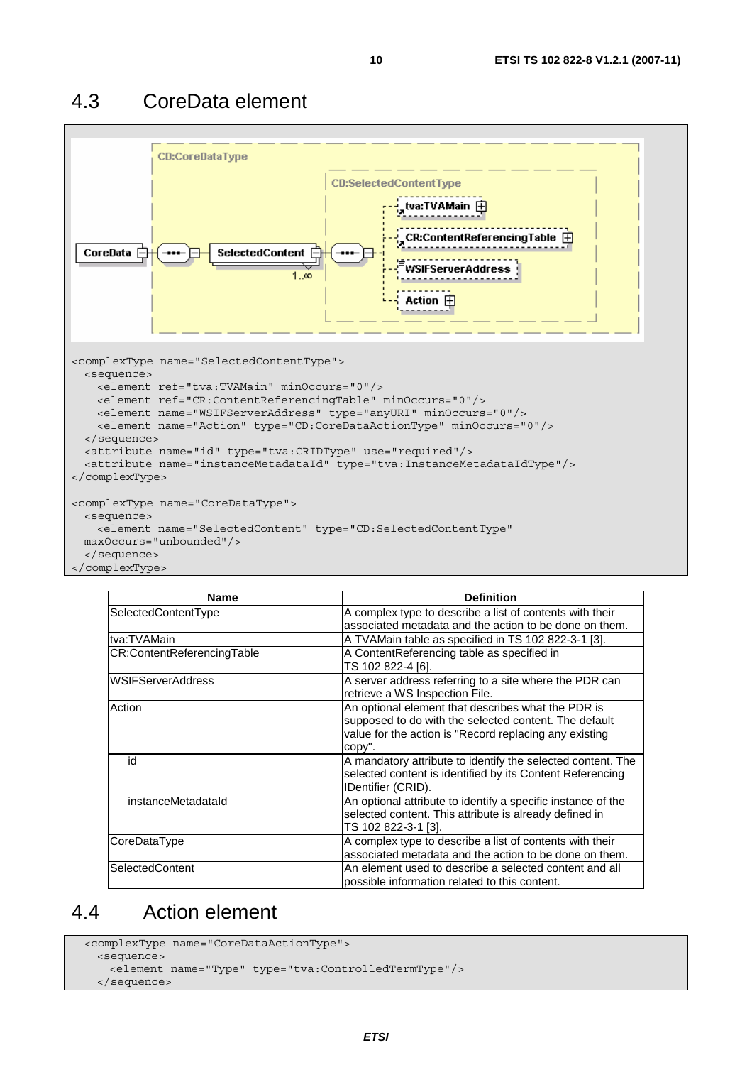## 4.3 CoreData element

```
<complexType name="SelectedContentType">
  <sequence>
    <element ref="tva:TVAMain" minOccurs="0"/>
    <element ref="CR:ContentReferencingTable" minOccurs="0"/>
    <element name="WSIFServerAddress" type="anyURI" minOccurs="0"/>
    <element name="Action" type="CD:CoreDataActionType" minOccurs="0"/>
  </sequence>
  <attribute name="id" type="tva:CRIDType" use="required"/>
  <attribute name="instanceMetadataId" type="tva:InstanceMetadataIdType"/>
</complexType>

<complexType name="CoreDataType">
  <sequence>
    <element name="SelectedContent" type="CD:SelectedContentType"
  maxOccurs="unbounded"/>
  </sequence>
</complexType>
```

| Name | Definition |
|---|---|
| SelectedContentType | A complex type to describe a list of contents with their associated metadata and the action to be done on them. |
| tva:TVAMain | A TVAMain table as specified in TS 102 822-3-1 [3]. |
| CR:ContentReferencingTable | A ContentReferencing table as specified in TS 102 822-4 [6]. |
| WSIFServerAddress | A server address referring to a site where the PDR can retrieve a WS Inspection File. |
| Action | An optional element that describes what the PDR is supposed to do with the selected content. The default value for the action is "Record replacing any existing copy". |
| id | A mandatory attribute to identify the selected content. The selected content is identified by its Content Referencing IDentifier (CRID). |
| instanceMetadataId | An optional attribute to identify a specific instance of the selected content. This attribute is already defined in TS 102 822-3-1 [3]. |
| CoreDataType | A complex type to describe a list of contents with their associated metadata and the action to be done on them. |
| SelectedContent | An element used to describe a selected content and all possible information related to this content. |

## 4.4 Action element

```
  <complexType name="CoreDataActionType">
    <sequence>
      <element name="Type" type="tva:ControlledTermType"/>
    </sequence>
```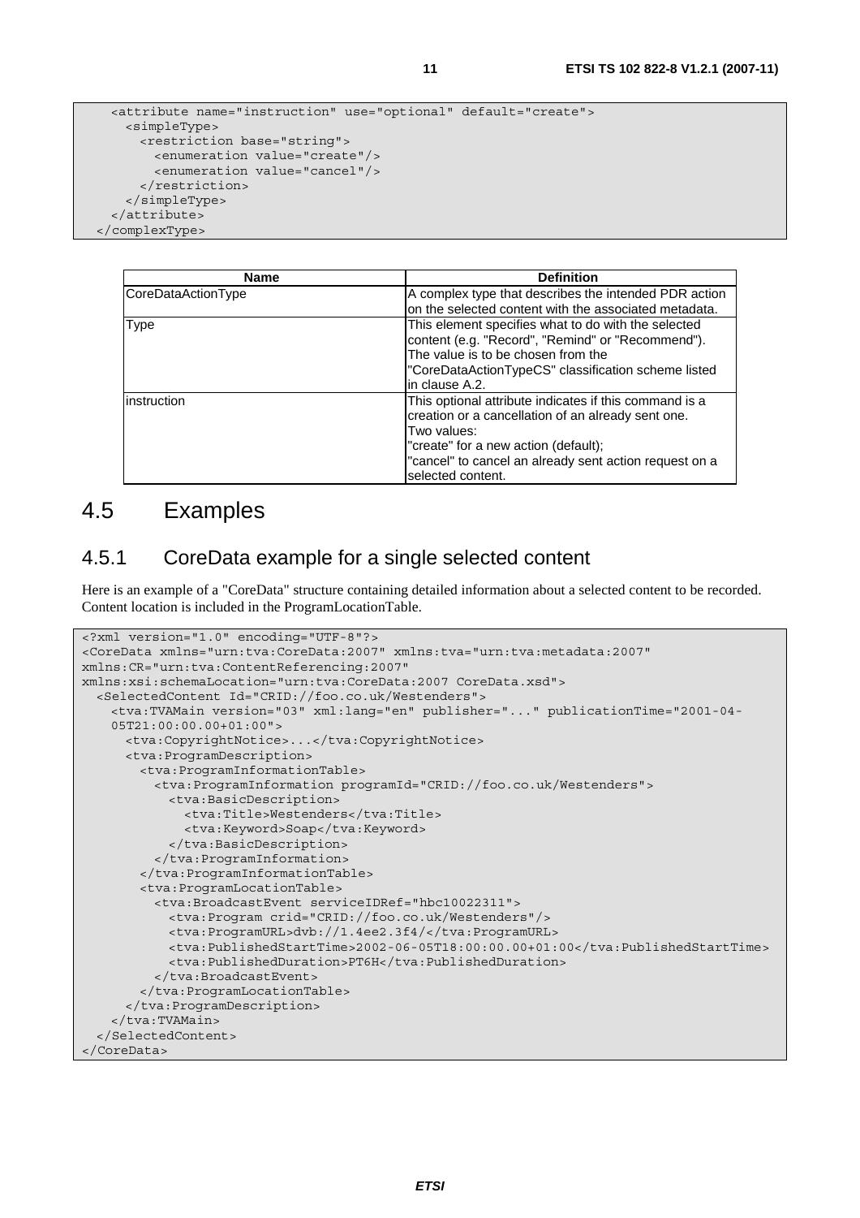```
    <attribute name="instruction" use="optional" default="create">
      <simpleType>
        <restriction base="string">
          <enumeration value="create"/>
          <enumeration value="cancel"/>
        </restriction>
      </simpleType>
    </attribute>
  </complexType>
```

| Name | Definition |
|---|---|
| CoreDataActionType | A complex type that describes the intended PDR action on the selected content with the associated metadata. |
| Type | This element specifies what to do with the selected content (e.g. "Record", "Remind" or "Recommend"). The value is to be chosen from the "CoreDataActionTypeCS" classification scheme listed in clause A.2. |
| instruction | This optional attribute indicates if this command is a creation or a cancellation of an already sent one. Two values: "create" for a new action (default); "cancel" to cancel an already sent action request on a selected content. |

# 4.5 Examples

## 4.5.1 CoreData example for a single selected content

Here is an example of a "CoreData" structure containing detailed information about a selected content to be recorded. Content location is included in the ProgramLocationTable.

```
<?xml version="1.0" encoding="UTF-8"?>
<CoreData xmlns="urn:tva:CoreData:2007" xmlns:tva="urn:tva:metadata:2007"
xmlns:CR="urn:tva:ContentReferencing:2007"
xmlns:xsi:schemaLocation="urn:tva:CoreData:2007 CoreData.xsd">
  <SelectedContent Id="CRID://foo.co.uk/Westenders">
    <tva:TVAMain version="03" xml:lang="en" publisher="..." publicationTime="2001-04-
    05T21:00:00.00+01:00">
      <tva:CopyrightNotice>...</tva:CopyrightNotice>
      <tva:ProgramDescription>
        <tva:ProgramInformationTable>
          <tva:ProgramInformation programId="CRID://foo.co.uk/Westenders">
            <tva:BasicDescription>
              <tva:Title>Westenders</tva:Title>
              <tva:Keyword>Soap</tva:Keyword>
            </tva:BasicDescription>
          </tva:ProgramInformation>
        </tva:ProgramInformationTable>
        <tva:ProgramLocationTable>
          <tva:BroadcastEvent serviceIDRef="hbc10022311">
            <tva:Program crid="CRID://foo.co.uk/Westenders"/>
            <tva:ProgramURL>dvb://1.4ee2.3f4/</tva:ProgramURL>
            <tva:PublishedStartTime>2002-06-05T18:00:00.00+01:00</tva:PublishedStartTime>
            <tva:PublishedDuration>PT6H</tva:PublishedDuration>
          </tva:BroadcastEvent>
        </tva:ProgramLocationTable>
      </tva:ProgramDescription>
    </tva:TVAMain>
  </SelectedContent>
</CoreData>
```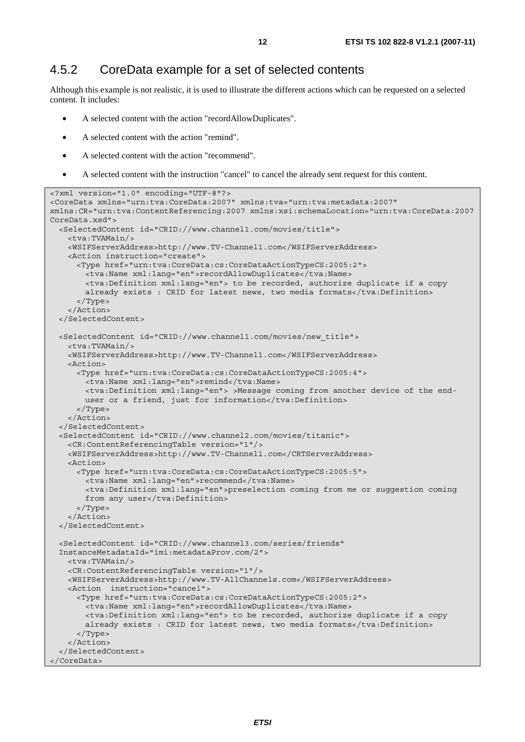## 4.5.2 CoreData example for a set of selected contents

Although this example is not realistic, it is used to illustrate the different actions which can be requested on a selected content. It includes:

- A selected content with the action "recordAllowDuplicates".
- A selected content with the action "remind".
- A selected content with the action "recommend".
- A selected content with the instruction "cancel" to cancel the already sent request for this content.

```
<?xml version="1.0" encoding="UTF-8"?>
<CoreData xmlns="urn:tva:CoreData:2007" xmlns:tva="urn:tva:metadata:2007"
xmlns:CR="urn:tva:ContentReferencing:2007 xmlns:xsi:schemaLocation="urn:tva:CoreData:2007
CoreData.xsd">
  <SelectedContent id="CRID://www.channel1.com/movies/title">
    <tva:TVAMain/>
    <WSIFServerAddress>http://www.TV-Channel1.com</WSIFServerAddress>
    <Action instruction="create">
      <Type href="urn:tva:CoreData:cs:CoreDataActionTypeCS:2005:2">
        <tva:Name xml:lang="en">recordAllowDuplicates</tva:Name>
        <tva:Definition xml:lang="en"> to be recorded, authorize duplicate if a copy
        already exists : CRID for latest news, two media formats</tva:Definition>
      </Type>
    </Action>
  </SelectedContent>

  <SelectedContent id="CRID://www.channel1.com/movies/new_title">
    <tva:TVAMain/>
    <WSIFServerAddress>http://www.TV-Channel1.com</WSIFServerAddress>
    <Action>
      <Type href="urn:tva:CoreData:cs:CoreDataActionTypeCS:2005:4">
        <tva:Name xml:lang="en">remind</tva:Name>
        <tva:Definition xml:lang="en"> >Message coming from another device of the end-
        user or a friend, just for information</tva:Definition>
      </Type>
    </Action>
  </SelectedContent>
  <SelectedContent id="CRID://www.channel2.com/movies/titanic">
    <CR:ContentReferencingTable version="1"/>
    <WSIFServerAddress>http://www.TV-Channel1.com</CRTServerAddress>
    <Action>
      <Type href="urn:tva:CoreData:cs:CoreDataActionTypeCS:2005:5">
        <tva:Name xml:lang="en">recommend</tva:Name>
        <tva:Definition xml:lang="en">preselection coming from me or suggestion coming
        from any user</tva:Definition>
      </Type>
    </Action>
  </SelectedContent>

  <SelectedContent id="CRID://www.channel3.com/series/friends"
  InstanceMetadataId="imi:metadataProv.com/2">
    <tva:TVAMain/>
    <CR:ContentReferencingTable version="1"/>
    <WSIFServerAddress>http://www.TV-AllChannels.com</WSIFServerAddress>
    <Action  instruction="cancel">
      <Type href="urn:tva:CoreData:cs:CoreDataActionTypeCS:2005:2">
        <tva:Name xml:lang="en">recordAllowDuplicates</tva:Name>
        <tva:Definition xml:lang="en"> to be recorded, authorize duplicate if a copy
        already exists : CRID for latest news, two media formats</tva:Definition>
      </Type>
    </Action>
  </SelectedContent>
</CoreData>
```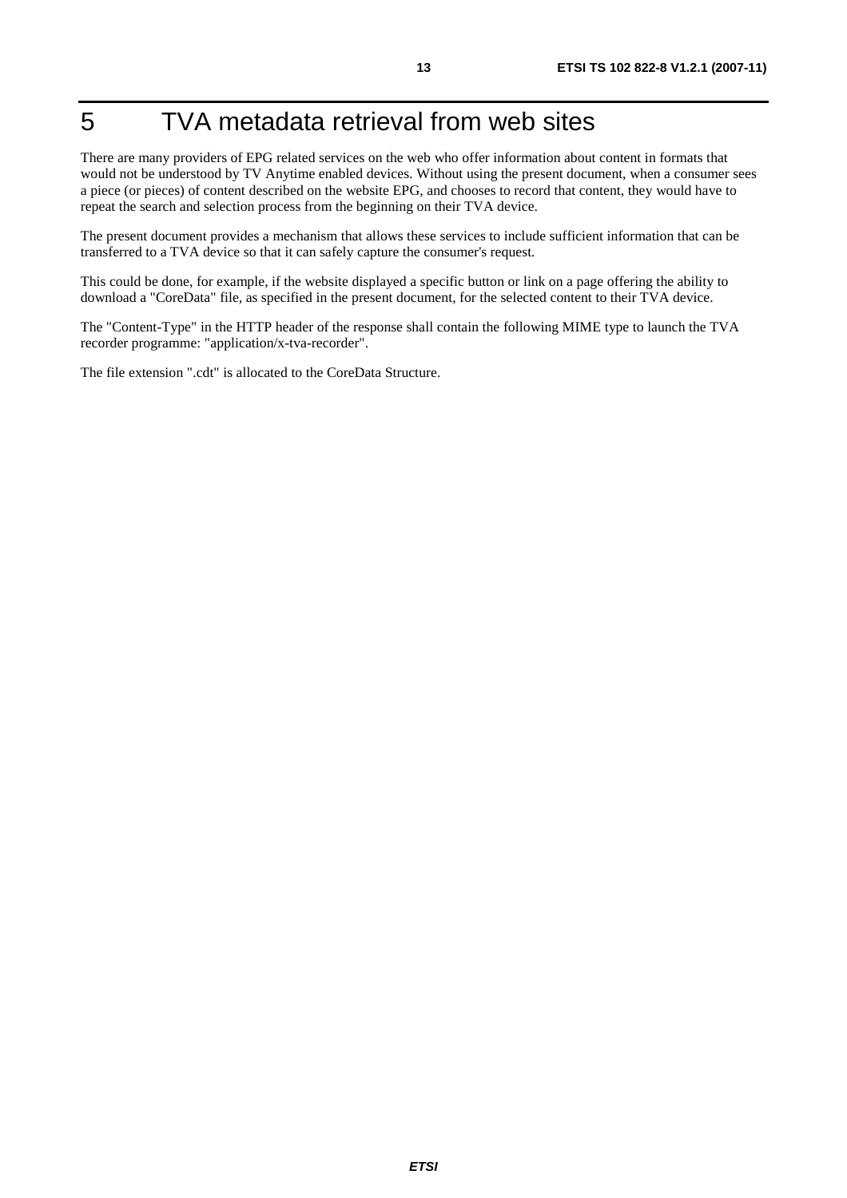# 5 TVA metadata retrieval from web sites

There are many providers of EPG related services on the web who offer information about content in formats that would not be understood by TV Anytime enabled devices. Without using the present document, when a consumer sees a piece (or pieces) of content described on the website EPG, and chooses to record that content, they would have to repeat the search and selection process from the beginning on their TVA device.

The present document provides a mechanism that allows these services to include sufficient information that can be transferred to a TVA device so that it can safely capture the consumer's request.

This could be done, for example, if the website displayed a specific button or link on a page offering the ability to download a "CoreData" file, as specified in the present document, for the selected content to their TVA device.

The "Content-Type" in the HTTP header of the response shall contain the following MIME type to launch the TVA recorder programme: "application/x-tva-recorder".

The file extension ".cdt" is allocated to the CoreData Structure.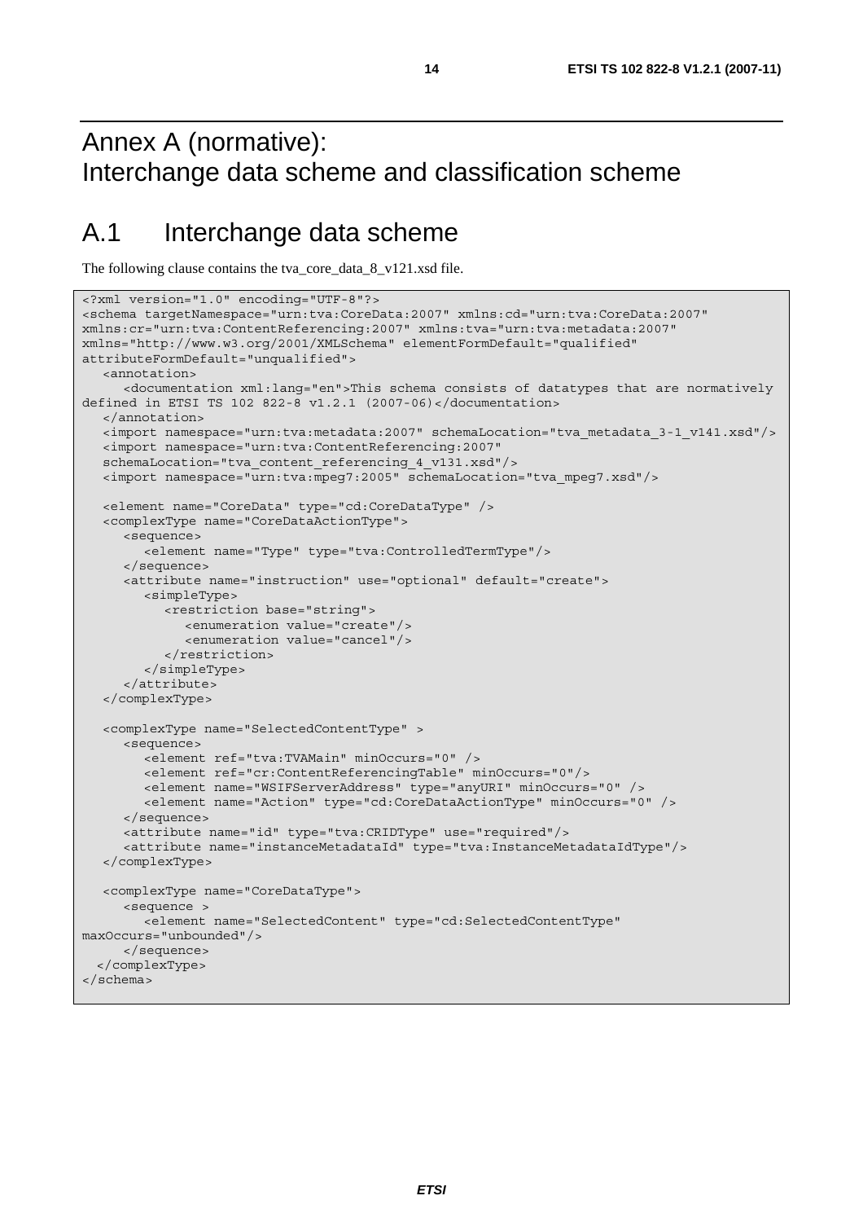# Annex A (normative): Interchange data scheme and classification scheme

## A.1 Interchange data scheme

The following clause contains the tva_core_data_8_v121.xsd file.

```
<?xml version="1.0" encoding="UTF-8"?>
<schema targetNamespace="urn:tva:CoreData:2007" xmlns:cd="urn:tva:CoreData:2007"
xmlns:cr="urn:tva:ContentReferencing:2007" xmlns:tva="urn:tva:metadata:2007"
xmlns="http://www.w3.org/2001/XMLSchema" elementFormDefault="qualified"
attributeFormDefault="unqualified">
   <annotation>
      <documentation xml:lang="en">This schema consists of datatypes that are normatively
defined in ETSI TS 102 822-8 v1.2.1 (2007-06)</documentation>
   </annotation>
   <import namespace="urn:tva:metadata:2007" schemaLocation="tva_metadata_3-1_v141.xsd"/>
   <import namespace="urn:tva:ContentReferencing:2007"
   schemaLocation="tva_content_referencing_4_v131.xsd"/>
   <import namespace="urn:tva:mpeg7:2005" schemaLocation="tva_mpeg7.xsd"/>

   <element name="CoreData" type="cd:CoreDataType" />
   <complexType name="CoreDataActionType">
      <sequence>
         <element name="Type" type="tva:ControlledTermType"/>
      </sequence>
      <attribute name="instruction" use="optional" default="create">
         <simpleType>
            <restriction base="string">
               <enumeration value="create"/>
               <enumeration value="cancel"/>
            </restriction>
         </simpleType>
      </attribute>
   </complexType>

   <complexType name="SelectedContentType" >
      <sequence>
         <element ref="tva:TVAMain" minOccurs="0" />
         <element ref="cr:ContentReferencingTable" minOccurs="0"/>
         <element name="WSIFServerAddress" type="anyURI" minOccurs="0" />
         <element name="Action" type="cd:CoreDataActionType" minOccurs="0" />
      </sequence>
      <attribute name="id" type="tva:CRIDType" use="required"/>
      <attribute name="instanceMetadataId" type="tva:InstanceMetadataIdType"/>
   </complexType>

   <complexType name="CoreDataType">
      <sequence >
         <element name="SelectedContent" type="cd:SelectedContentType"
maxOccurs="unbounded"/>
      </sequence>
  </complexType>
</schema>
```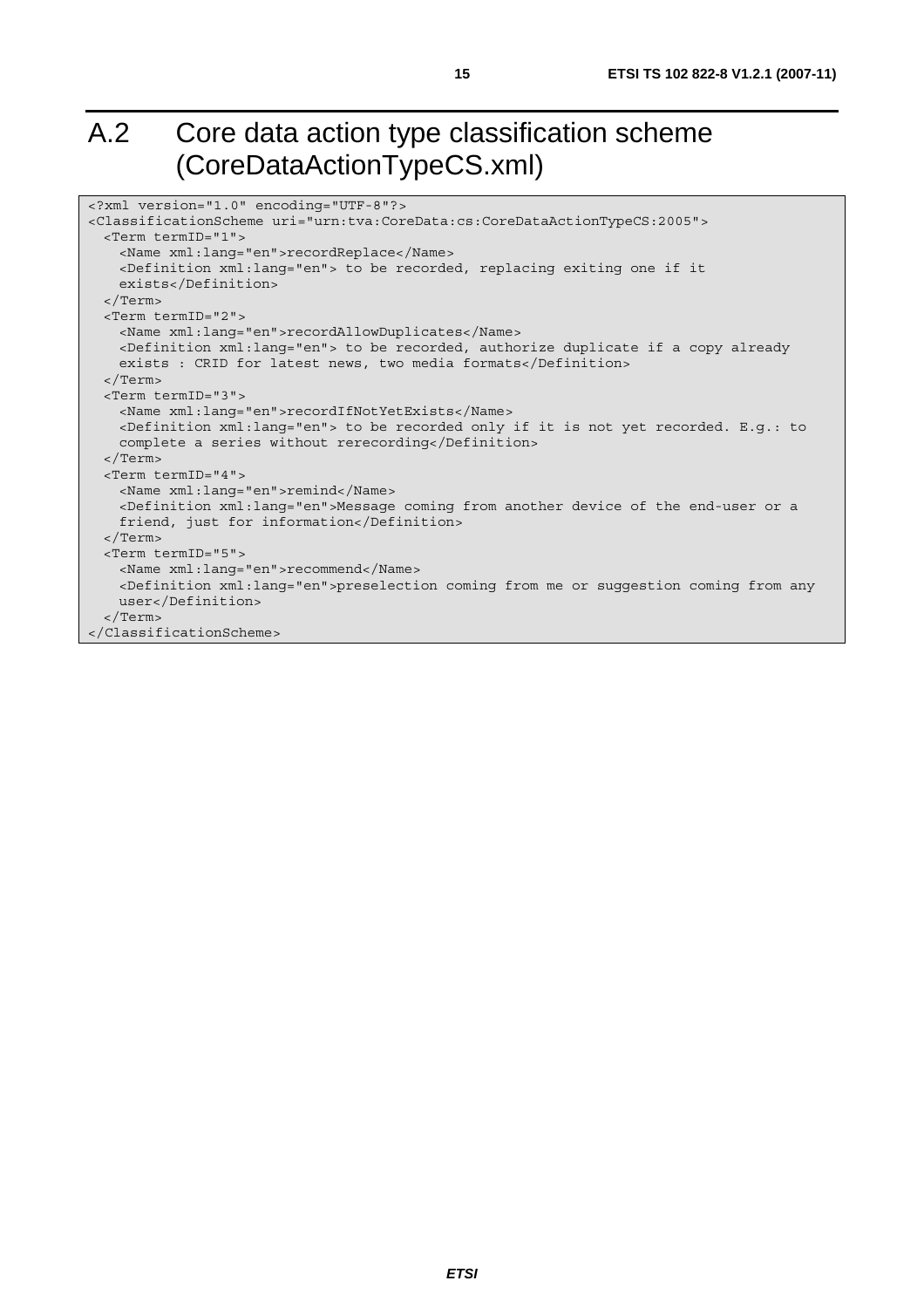# A.2 Core data action type classification scheme (CoreDataActionTypeCS.xml)

```
<?xml version="1.0" encoding="UTF-8"?>
<ClassificationScheme uri="urn:tva:CoreData:cs:CoreDataActionTypeCS:2005">
  <Term termID="1">
    <Name xml:lang="en">recordReplace</Name>
    <Definition xml:lang="en"> to be recorded, replacing exiting one if it
    exists</Definition>
  </Term>
  <Term termID="2">
    <Name xml:lang="en">recordAllowDuplicates</Name>
    <Definition xml:lang="en"> to be recorded, authorize duplicate if a copy already
    exists : CRID for latest news, two media formats</Definition>
  </Term>
  <Term termID="3">
    <Name xml:lang="en">recordIfNotYetExists</Name>
    <Definition xml:lang="en"> to be recorded only if it is not yet recorded. E.g.: to
    complete a series without rerecording</Definition>
  </Term>
  <Term termID="4">
    <Name xml:lang="en">remind</Name>
    <Definition xml:lang="en">Message coming from another device of the end-user or a
    friend, just for information</Definition>
  </Term>
  <Term termID="5">
    <Name xml:lang="en">recommend</Name>
    <Definition xml:lang="en">preselection coming from me or suggestion coming from any
    user</Definition>
  </Term>
</ClassificationScheme>
```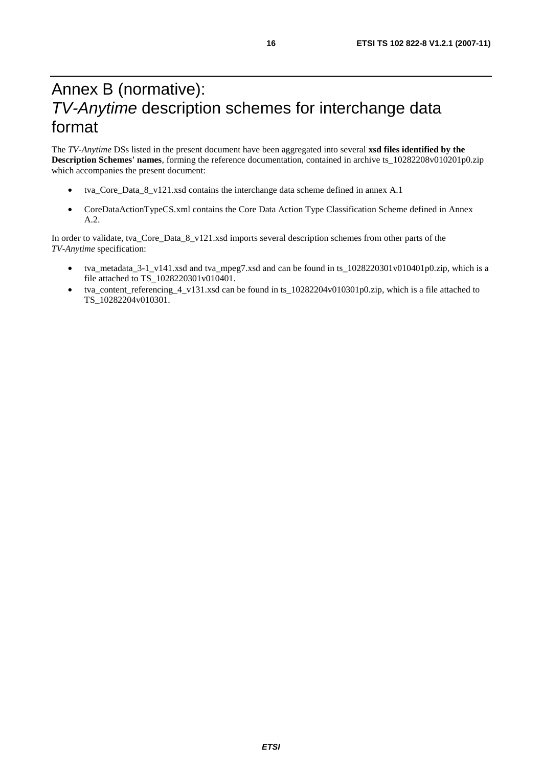# Annex B (normative): *TV-Anytime* description schemes for interchange data format

The *TV-Anytime* DSs listed in the present document have been aggregated into several **xsd files identified by the Description Schemes' names**, forming the reference documentation, contained in archive ts_10282208v010201p0.zip which accompanies the present document:

- tva_Core_Data_8_v121.xsd contains the interchange data scheme defined in annex A.1
- CoreDataActionTypeCS.xml contains the Core Data Action Type Classification Scheme defined in Annex A.2.

In order to validate, tva_Core_Data_8_v121.xsd imports several description schemes from other parts of the *TV-Anytime* specification:

- tva_metadata_3-1_v141.xsd and tva_mpeg7.xsd and can be found in ts_1028220301v010401p0.zip, which is a file attached to TS_1028220301v010401.
- tva_content_referencing_4_v131.xsd can be found in ts_10282204v010301p0.zip, which is a file attached to TS_10282204v010301.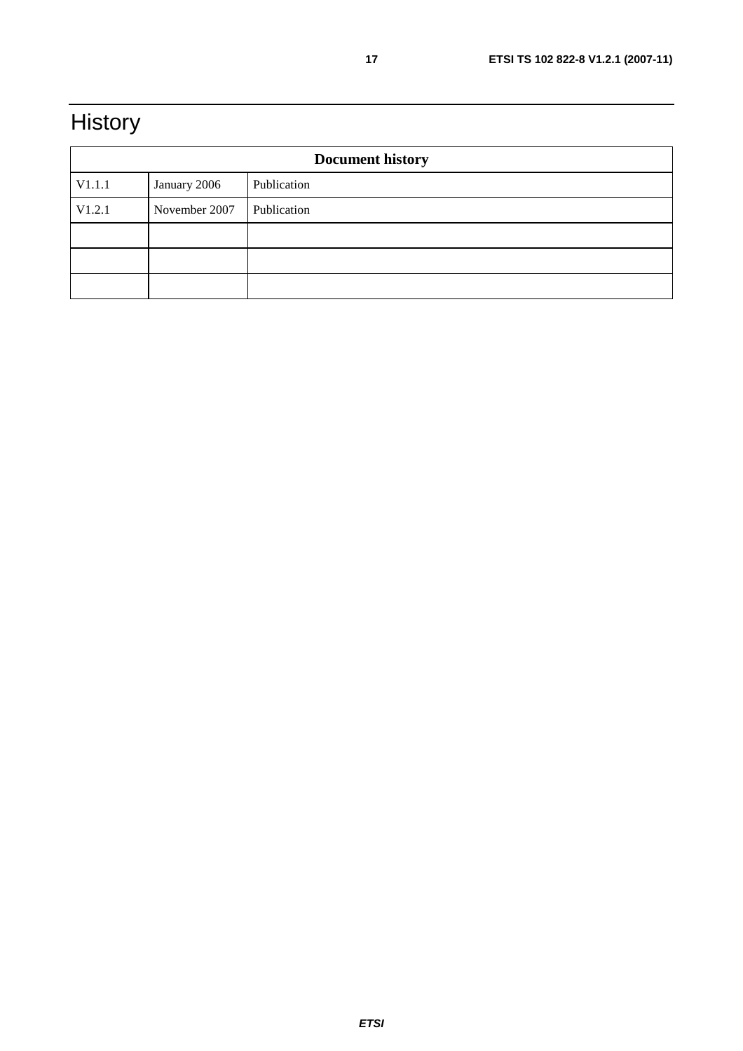# History

| Document history | | |
|---|---|---|
| V1.1.1 | January 2006 | Publication |
| V1.2.1 | November 2007 | Publication |
| | | |
| | | |
| | | |